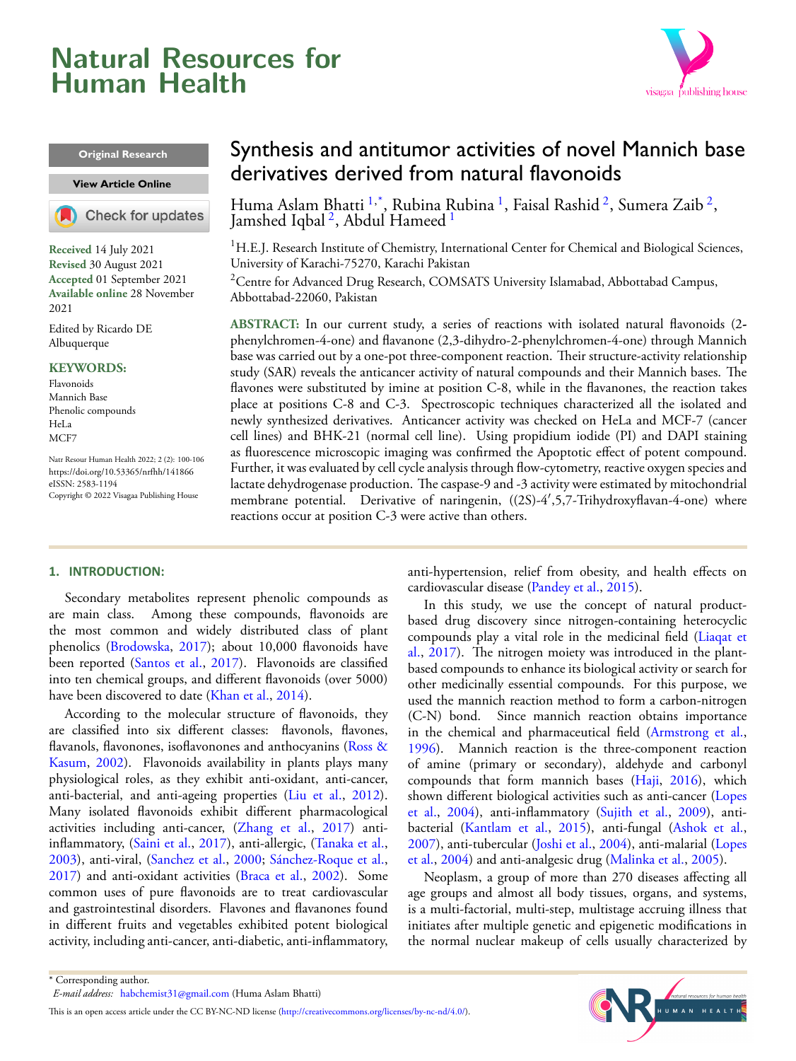Original Research

# Synthesis and antitumor activities of novel Mannich base derivatives derived from natural flavonoids

Huma Aslam Bhatti [1,*], Rubina Rubina [1], Faisal Rashid [2], Sumera Zaib [2], Jamshed Iqbal [2], Abdul Hameed [1]

[1]H.E.J. Research Institute of Chemistry, International Center for Chemical and Biological Sciences, University of Karachi-75270, Karachi Pakistan

[2]Centre for Advanced Drug Research, COMSATS University Islamabad, Abbottabad Campus, Abbottabad-22060, Pakistan

**Received** 14 July 2021
**Revised** 30 August 2021
**Accepted** 01 September 2021
**Available online** 28 November 2021

Edited by Ricardo DE Albuquerque

**KEYWORDS:**
Flavonoids
Mannich Base
Phenolic compounds
HeLa
MCF7

Natr Resour Human Health 2022; 2 (2): 100-106
https://doi.org/10.53365/nrfhh/141866
eISSN: 2583-1194
Copyright © 2022 Visagaa Publishing House

**ABSTRACT:** In our current study, a series of reactions with isolated natural flavonoids (2-phenylchromen-4-one) and flavanone (2,3-dihydro-2-phenylchromen-4-one) through Mannich base was carried out by a one-pot three-component reaction. Their structure-activity relationship study (SAR) reveals the anticancer activity of natural compounds and their Mannich bases. The flavones were substituted by imine at position C-8, while in the flavanones, the reaction takes place at positions C-8 and C-3. Spectroscopic techniques characterized all the isolated and newly synthesized derivatives. Anticancer activity was checked on HeLa and MCF-7 (cancer cell lines) and BHK-21 (normal cell line). Using propidium iodide (PI) and DAPI staining as fluorescence microscopic imaging was confirmed the Apoptotic effect of potent compound. Further, it was evaluated by cell cycle analysis through flow-cytometry, reactive oxygen species and lactate dehydrogenase production. The caspase-9 and -3 activity were estimated by mitochondrial membrane potential. Derivative of naringenin, ((2S)-4′,5,7-Trihydroxyflavan-4-one) where reactions occur at position C-3 were active than others.

## 1. INTRODUCTION:

Secondary metabolites represent phenolic compounds as are main class. Among these compounds, flavonoids are the most common and widely distributed class of plant phenolics (Brodowska, 2017); about 10,000 flavonoids have been reported (Santos et al., 2017). Flavonoids are classified into ten chemical groups, and different flavonoids (over 5000) have been discovered to date (Khan et al., 2014).

According to the molecular structure of flavonoids, they are classified into six different classes: flavonols, flavones, flavanols, flavonones, isoflavonones and anthocyanins (Ross & Kasum, 2002). Flavonoids availability in plants plays many physiological roles, as they exhibit anti-oxidant, anti-cancer, anti-bacterial, and anti-ageing properties (Liu et al., 2012). Many isolated flavonoids exhibit different pharmacological activities including anti-cancer, (Zhang et al., 2017) anti-inflammatory, (Saini et al., 2017), anti-allergic, (Tanaka et al., 2003), anti-viral, (Sanchez et al., 2000; Sánchez-Roque et al., 2017) and anti-oxidant activities (Braca et al., 2002). Some common uses of pure flavonoids are to treat cardiovascular and gastrointestinal disorders. Flavones and flavanones found in different fruits and vegetables exhibited potent biological activity, including anti-cancer, anti-diabetic, anti-inflammatory, anti-hypertension, relief from obesity, and health effects on cardiovascular disease (Pandey et al., 2015).

In this study, we use the concept of natural product-based drug discovery since nitrogen-containing heterocyclic compounds play a vital role in the medicinal field (Liaqat et al., 2017). The nitrogen moiety was introduced in the plant-based compounds to enhance its biological activity or search for other medicinally essential compounds. For this purpose, we used the mannich reaction method to form a carbon-nitrogen (C-N) bond. Since mannich reaction obtains importance in the chemical and pharmaceutical field (Armstrong et al., 1996). Mannich reaction is the three-component reaction of amine (primary or secondary), aldehyde and carbonyl compounds that form mannich bases (Haji, 2016), which shown different biological activities such as anti-cancer (Lopes et al., 2004), anti-inflammatory (Sujith et al., 2009), anti-bacterial (Kantlam et al., 2015), anti-fungal (Ashok et al., 2007), anti-tubercular (Joshi et al., 2004), anti-malarial (Lopes et al., 2004) and anti-analgesic drug (Malinka et al., 2005).

Neoplasm, a group of more than 270 diseases affecting all age groups and almost all body tissues, organs, and systems, is a multi-factorial, multi-step, multistage accruing illness that initiates after multiple genetic and epigenetic modifications in the normal nuclear makeup of cells usually characterized by

* Corresponding author.
*E-mail address:* habchemist31@gmail.com (Huma Aslam Bhatti)

This is an open access article under the CC BY-NC-ND license (http://creativecommons.org/licenses/by-nc-nd/4.0/).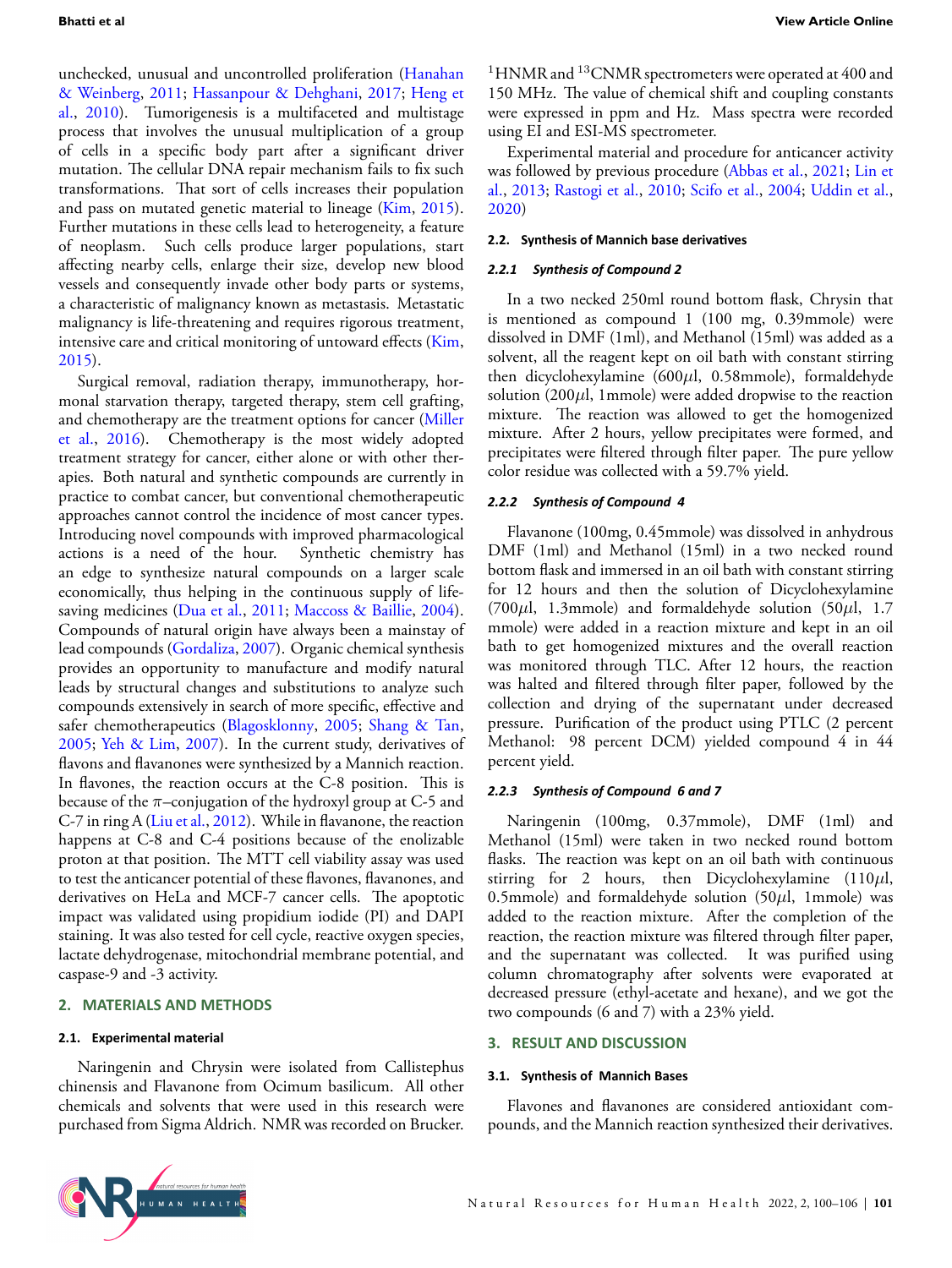unchecked, unusual and uncontrolled proliferation (Hanahan & Weinberg, 2011; Hassanpour & Dehghani, 2017; Heng et al., 2010). Tumorigenesis is a multifaceted and multistage process that involves the unusual multiplication of a group of cells in a specific body part after a significant driver mutation. The cellular DNA repair mechanism fails to fix such transformations. That sort of cells increases their population and pass on mutated genetic material to lineage (Kim, 2015). Further mutations in these cells lead to heterogeneity, a feature of neoplasm. Such cells produce larger populations, start affecting nearby cells, enlarge their size, develop new blood vessels and consequently invade other body parts or systems, a characteristic of malignancy known as metastasis. Metastatic malignancy is life-threatening and requires rigorous treatment, intensive care and critical monitoring of untoward effects (Kim, 2015).

Surgical removal, radiation therapy, immunotherapy, hormonal starvation therapy, targeted therapy, stem cell grafting, and chemotherapy are the treatment options for cancer (Miller et al., 2016). Chemotherapy is the most widely adopted treatment strategy for cancer, either alone or with other therapies. Both natural and synthetic compounds are currently in practice to combat cancer, but conventional chemotherapeutic approaches cannot control the incidence of most cancer types. Introducing novel compounds with improved pharmacological actions is a need of the hour. Synthetic chemistry has an edge to synthesize natural compounds on a larger scale economically, thus helping in the continuous supply of life-saving medicines (Dua et al., 2011; Maccoss & Baillie, 2004). Compounds of natural origin have always been a mainstay of lead compounds (Gordaliza, 2007). Organic chemical synthesis provides an opportunity to manufacture and modify natural leads by structural changes and substitutions to analyze such compounds extensively in search of more specific, effective and safer chemotherapeutics (Blagosklonny, 2005; Shang & Tan, 2005; Yeh & Lim, 2007). In the current study, derivatives of flavons and flavanones were synthesized by a Mannich reaction. In flavones, the reaction occurs at the C-8 position. This is because of the $\pi$–conjugation of the hydroxyl group at C-5 and C-7 in ring A (Liu et al., 2012). While in flavanone, the reaction happens at C-8 and C-4 positions because of the enolizable proton at that position. The MTT cell viability assay was used to test the anticancer potential of these flavones, flavanones, and derivatives on HeLa and MCF-7 cancer cells. The apoptotic impact was validated using propidium iodide (PI) and DAPI staining. It was also tested for cell cycle, reactive oxygen species, lactate dehydrogenase, mitochondrial membrane potential, and caspase-9 and -3 activity.

## 2. MATERIALS AND METHODS

### 2.1. Experimental material

Naringenin and Chrysin were isolated from Callistephus chinensis and Flavanone from Ocimum basilicum. All other chemicals and solvents that were used in this research were purchased from Sigma Aldrich. NMR was recorded on Brucker. $^{1}$HNMR and $^{13}$CNMR spectrometers were operated at 400 and 150 MHz. The value of chemical shift and coupling constants were expressed in ppm and Hz. Mass spectra were recorded using EI and ESI-MS spectrometer.

Experimental material and procedure for anticancer activity was followed by previous procedure (Abbas et al., 2021; Lin et al., 2013; Rastogi et al., 2010; Scifo et al., 2004; Uddin et al., 2020)

### 2.2. Synthesis of Mannich base derivatives

#### *2.2.1 Synthesis of Compound 2*

In a two necked 250ml round bottom flask, Chrysin that is mentioned as compound 1 (100 mg, 0.39mmole) were dissolved in DMF (1ml), and Methanol (15ml) was added as a solvent, all the reagent kept on oil bath with constant stirring then dicyclohexylamine (600$\mu$l, 0.58mmole), formaldehyde solution (200$\mu$l, 1mmole) were added dropwise to the reaction mixture. The reaction was allowed to get the homogenized mixture. After 2 hours, yellow precipitates were formed, and precipitates were filtered through filter paper. The pure yellow color residue was collected with a 59.7% yield.

#### *2.2.2 Synthesis of Compound 4*

Flavanone (100mg, 0.45mmole) was dissolved in anhydrous DMF (1ml) and Methanol (15ml) in a two necked round bottom flask and immersed in an oil bath with constant stirring for 12 hours and then the solution of Dicyclohexylamine (700$\mu$l, 1.3mmole) and formaldehyde solution (50$\mu$l, 1.7 mmole) were added in a reaction mixture and kept in an oil bath to get homogenized mixtures and the overall reaction was monitored through TLC. After 12 hours, the reaction was halted and filtered through filter paper, followed by the collection and drying of the supernatant under decreased pressure. Purification of the product using PTLC (2 percent Methanol: 98 percent DCM) yielded compound 4 in 44 percent yield.

#### *2.2.3 Synthesis of Compound 6 and 7*

Naringenin (100mg, 0.37mmole), DMF (1ml) and Methanol (15ml) were taken in two necked round bottom flasks. The reaction was kept on an oil bath with continuous stirring for 2 hours, then Dicyclohexylamine (110$\mu$l, 0.5mmole) and formaldehyde solution (50$\mu$l, 1mmole) was added to the reaction mixture. After the completion of the reaction, the reaction mixture was filtered through filter paper, and the supernatant was collected. It was purified using column chromatography after solvents were evaporated at decreased pressure (ethyl-acetate and hexane), and we got the two compounds (6 and 7) with a 23% yield.

## 3. RESULT AND DISCUSSION

### 3.1. Synthesis of Mannich Bases

Flavones and flavanones are considered antioxidant compounds, and the Mannich reaction synthesized their derivatives.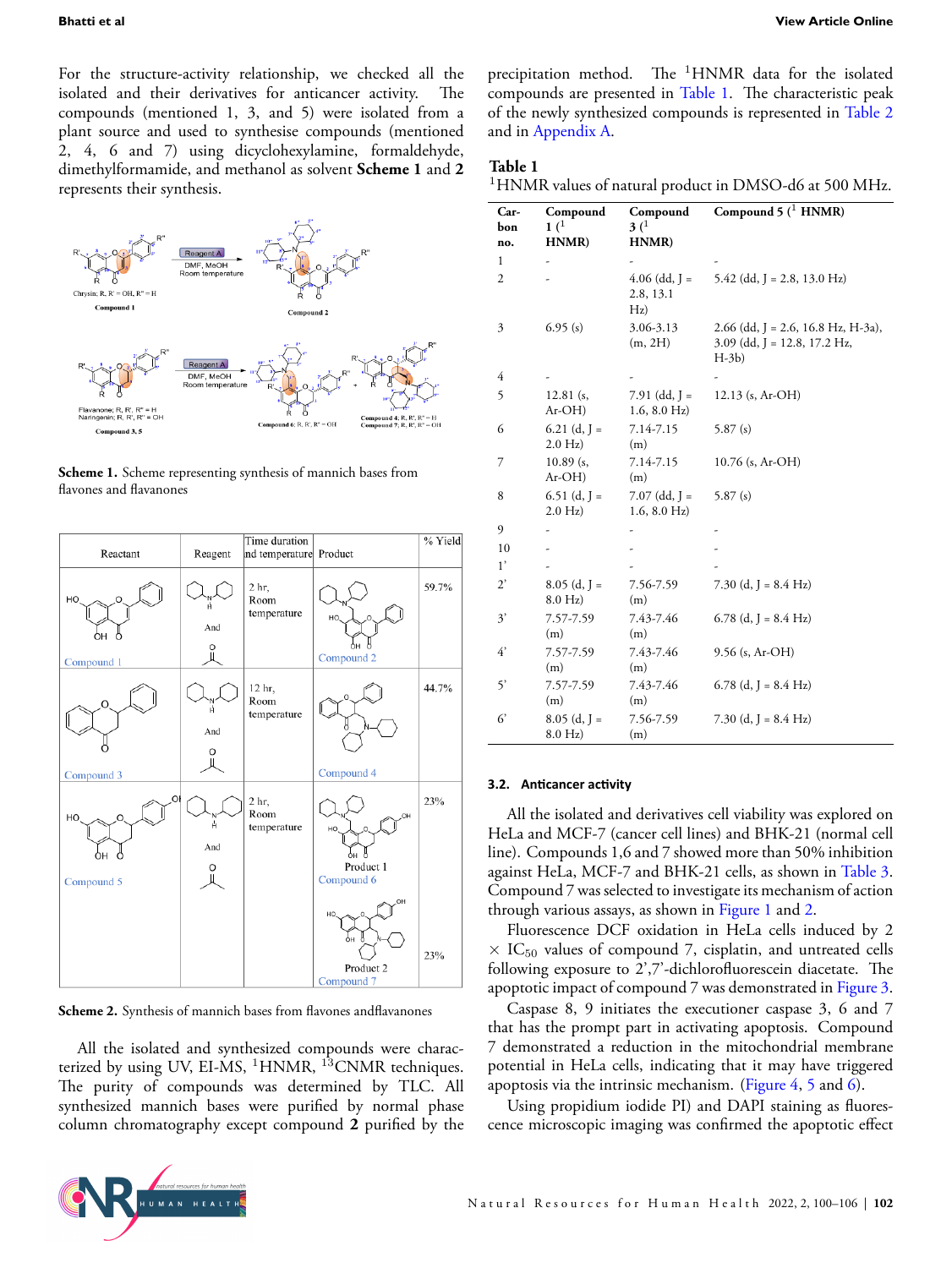For the structure-activity relationship, we checked all the isolated and their derivatives for anticancer activity. The compounds (mentioned 1, 3, and 5) were isolated from a plant source and used to synthesise compounds (mentioned 2, 4, 6 and 7) using dicyclohexylamine, formaldehyde, dimethylformamide, and methanol as solvent **Scheme 1** and **2** represents their synthesis.

**Scheme 1.** Scheme representing synthesis of mannich bases from flavones and flavanones

| Reactant | Reagent | Time duration and temperature | Product | % Yield |
|---|---|---|---|---|
| Compound 1 | Dicyclohexylamine And Formaldehyde | 2 hr, Room temperature | Compound 2 | 59.7% |
| Compound 3 | Dicyclohexylamine And Formaldehyde | 12 hr, Room temperature | Compound 4 | 44.7% |
| Compound 5 | Dicyclohexylamine And Formaldehyde | 2 hr, Room temperature | Product 1 Compound 6; Product 2 Compound 7 | 23%; 23% |

**Scheme 2.** Synthesis of mannich bases from flavones andflavanones

All the isolated and synthesized compounds were characterized by using UV, EI-MS, $^{1}$HNMR, $^{13}$CNMR techniques. The purity of compounds was determined by TLC. All synthesized mannich bases were purified by normal phase column chromatography except compound **2** purified by the precipitation method. The $^{1}$HNMR data for the isolated compounds are presented in Table 1. The characteristic peak of the newly synthesized compounds is represented in Table 2 and in Appendix A.

**Table 1**

$^{1}$HNMR values of natural product in DMSO-d6 at 500 MHz.

| Carbon no. | Compound 1 ($^{1}$HNMR) | Compound 3 ($^{1}$HNMR) | Compound 5 ($^{1}$HNMR) |
|---|---|---|---|
| 1 | - | - | - |
| 2 | - | 4.06 (dd, J = 2.8, 13.1 Hz) | 5.42 (dd, J = 2.8, 13.0 Hz) |
| 3 | 6.95 (s) | 3.06-3.13 (m, 2H) | 2.66 (dd, J = 2.6, 16.8 Hz, H-3a), 3.09 (dd, J = 12.8, 17.2 Hz, H-3b) |
| 4 | - | - | - |
| 5 | 12.81 (s, Ar-OH) | 7.91 (dd, J = 1.6, 8.0 Hz) | 12.13 (s, Ar-OH) |
| 6 | 6.21 (d, J = 2.0 Hz) | 7.14-7.15 (m) | 5.87 (s) |
| 7 | 10.89 (s, Ar-OH) | 7.14-7.15 (m) | 10.76 (s, Ar-OH) |
| 8 | 6.51 (d, J = 2.0 Hz) | 7.07 (dd, J = 1.6, 8.0 Hz) | 5.87 (s) |
| 9 | - | - | - |
| 10 | - | - | - |
| 1' | - | - | - |
| 2' | 8.05 (d, J = 8.0 Hz) | 7.56-7.59 (m) | 7.30 (d, J = 8.4 Hz) |
| 3' | 7.57-7.59 (m) | 7.43-7.46 (m) | 6.78 (d, J = 8.4 Hz) |
| 4' | 7.57-7.59 (m) | 7.43-7.46 (m) | 9.56 (s, Ar-OH) |
| 5' | 7.57-7.59 (m) | 7.43-7.46 (m) | 6.78 (d, J = 8.4 Hz) |
| 6' | 8.05 (d, J = 8.0 Hz) | 7.56-7.59 (m) | 7.30 (d, J = 8.4 Hz) |

### 3.2. Anticancer activity

All the isolated and derivatives cell viability was explored on HeLa and MCF-7 (cancer cell lines) and BHK-21 (normal cell line). Compounds 1,6 and 7 showed more than 50% inhibition against HeLa, MCF-7 and BHK-21 cells, as shown in Table 3. Compound 7 was selected to investigate its mechanism of action through various assays, as shown in Figure 1 and 2.

Fluorescence DCF oxidation in HeLa cells induced by 2 × $IC_{50}$ values of compound 7, cisplatin, and untreated cells following exposure to 2',7'-dichlorofluorescein diacetate. The apoptotic impact of compound 7 was demonstrated in Figure 3.

Caspase 8, 9 initiates the executioner caspase 3, 6 and 7 that has the prompt part in activating apoptosis. Compound 7 demonstrated a reduction in the mitochondrial membrane potential in HeLa cells, indicating that it may have triggered apoptosis via the intrinsic mechanism. (Figure 4, 5 and 6).

Using propidium iodide PI) and DAPI staining as fluorescence microscopic imaging was confirmed the apoptotic effect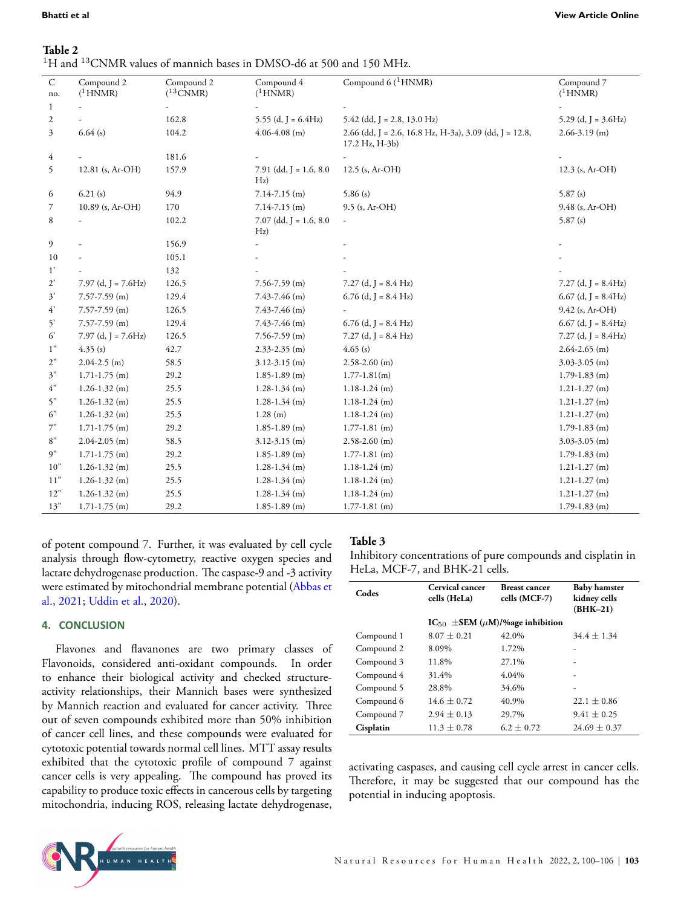**Table 2**
$^{1}$H and $^{13}$CNMR values of mannich bases in DMSO-d6 at 500 and 150 MHz.

| C no. | Compound 2 ($^{1}$HNMR) | Compound 2 ($^{13}$CNMR) | Compound 4 ($^{1}$HNMR) | Compound 6 ($^{1}$HNMR) | Compound 7 ($^{1}$HNMR) |
|---|---|---|---|---|---|
| 1 | - | - | - | - | - |
| 2 | - | 162.8 | 5.55 (d, J = 6.4Hz) | 5.42 (dd, J = 2.8, 13.0 Hz) | 5.29 (d, J = 3.6Hz) |
| 3 | 6.64 (s) | 104.2 | 4.06-4.08 (m) | 2.66 (dd, J = 2.6, 16.8 Hz, H-3a), 3.09 (dd, J = 12.8, 17.2 Hz, H-3b) | 2.66-3.19 (m) |
| 4 | - | 181.6 | - | - | - |
| 5 | 12.81 (s, Ar-OH) | 157.9 | 7.91 (dd, J = 1.6, 8.0 Hz) | 12.5 (s, Ar-OH) | 12.3 (s, Ar-OH) |
| 6 | 6.21 (s) | 94.9 | 7.14-7.15 (m) | 5.86 (s) | 5.87 (s) |
| 7 | 10.89 (s, Ar-OH) | 170 | 7.14-7.15 (m) | 9.5 (s, Ar-OH) | 9.48 (s, Ar-OH) |
| 8 | - | 102.2 | 7.07 (dd, J = 1.6, 8.0 Hz) | - | 5.87 (s) |
| 9 | - | 156.9 | - | - | - |
| 10 | - | 105.1 | - | - | - |
| 1' | - | 132 | - | - | - |
| 2' | 7.97 (d, J = 7.6Hz) | 126.5 | 7.56-7.59 (m) | 7.27 (d, J = 8.4 Hz) | 7.27 (d, J = 8.4Hz) |
| 3' | 7.57-7.59 (m) | 129.4 | 7.43-7.46 (m) | 6.76 (d, J = 8.4 Hz) | 6.67 (d, J = 8.4Hz) |
| 4' | 7.57-7.59 (m) | 126.5 | 7.43-7.46 (m) | - | 9.42 (s, Ar-OH) |
| 5' | 7.57-7.59 (m) | 129.4 | 7.43-7.46 (m) | 6.76 (d, J = 8.4 Hz) | 6.67 (d, J = 8.4Hz) |
| 6' | 7.97 (d, J = 7.6Hz) | 126.5 | 7.56-7.59 (m) | 7.27 (d, J = 8.4 Hz) | 7.27 (d, J = 8.4Hz) |
| 1" | 4.35 (s) | 42.7 | 2.33-2.35 (m) | 4.65 (s) | 2.64-2.65 (m) |
| 2" | 2.04-2.5 (m) | 58.5 | 3.12-3.15 (m) | 2.58-2.60 (m) | 3.03-3.05 (m) |
| 3" | 1.71-1.75 (m) | 29.2 | 1.85-1.89 (m) | 1.77-1.81(m) | 1.79-1.83 (m) |
| 4" | 1.26-1.32 (m) | 25.5 | 1.28-1.34 (m) | 1.18-1.24 (m) | 1.21-1.27 (m) |
| 5" | 1.26-1.32 (m) | 25.5 | 1.28-1.34 (m) | 1.18-1.24 (m) | 1.21-1.27 (m) |
| 6" | 1.26-1.32 (m) | 25.5 | 1.28 (m) | 1.18-1.24 (m) | 1.21-1.27 (m) |
| 7" | 1.71-1.75 (m) | 29.2 | 1.85-1.89 (m) | 1.77-1.81 (m) | 1.79-1.83 (m) |
| 8" | 2.04-2.05 (m) | 58.5 | 3.12-3.15 (m) | 2.58-2.60 (m) | 3.03-3.05 (m) |
| 9" | 1.71-1.75 (m) | 29.2 | 1.85-1.89 (m) | 1.77-1.81 (m) | 1.79-1.83 (m) |
| 10" | 1.26-1.32 (m) | 25.5 | 1.28-1.34 (m) | 1.18-1.24 (m) | 1.21-1.27 (m) |
| 11" | 1.26-1.32 (m) | 25.5 | 1.28-1.34 (m) | 1.18-1.24 (m) | 1.21-1.27 (m) |
| 12" | 1.26-1.32 (m) | 25.5 | 1.28-1.34 (m) | 1.18-1.24 (m) | 1.21-1.27 (m) |
| 13" | 1.71-1.75 (m) | 29.2 | 1.85-1.89 (m) | 1.77-1.81 (m) | 1.79-1.83 (m) |

of potent compound 7. Further, it was evaluated by cell cycle analysis through flow-cytometry, reactive oxygen species and lactate dehydrogenase production. The caspase-9 and -3 activity were estimated by mitochondrial membrane potential (Abbas et al., 2021; Uddin et al., 2020).

## 4. CONCLUSION

Flavones and flavanones are two primary classes of Flavonoids, considered anti-oxidant compounds. In order to enhance their biological activity and checked structure-activity relationships, their Mannich bases were synthesized by Mannich reaction and evaluated for cancer activity. Three out of seven compounds exhibited more than 50% inhibition of cancer cell lines, and these compounds were evaluated for cytotoxic potential towards normal cell lines. MTT assay results exhibited that the cytotoxic profile of compound 7 against cancer cells is very appealing. The compound has proved its capability to produce toxic effects in cancerous cells by targeting mitochondria, inducing ROS, releasing lactate dehydrogenase, activating caspases, and causing cell cycle arrest in cancer cells. Therefore, it may be suggested that our compound has the potential in inducing apoptosis.

**Table 3**
Inhibitory concentrations of pure compounds and cisplatin in HeLa, MCF-7, and BHK-21 cells.

| Codes | Cervical cancer cells (HeLa) | Breast cancer cells (MCF-7) | Baby hamster kidney cells (BHK–21) |
|---|---|---|---|
| | $IC_{50}$ ±SEM (μM)/%age inhibition | | |
| Compound 1 | 8.07 ± 0.21 | 42.0% | 34.4 ± 1.34 |
| Compound 2 | 8.09% | 1.72% | - |
| Compound 3 | 11.8% | 27.1% | - |
| Compound 4 | 31.4% | 4.04% | - |
| Compound 5 | 28.8% | 34.6% | - |
| Compound 6 | 14.6 ± 0.72 | 40.9% | 22.1 ± 0.86 |
| Compound 7 | 2.94 ± 0.13 | 29.7% | 9.41 ± 0.25 |
| **Cisplatin** | 11.3 ± 0.78 | 6.2 ± 0.72 | 24.69 ± 0.37 |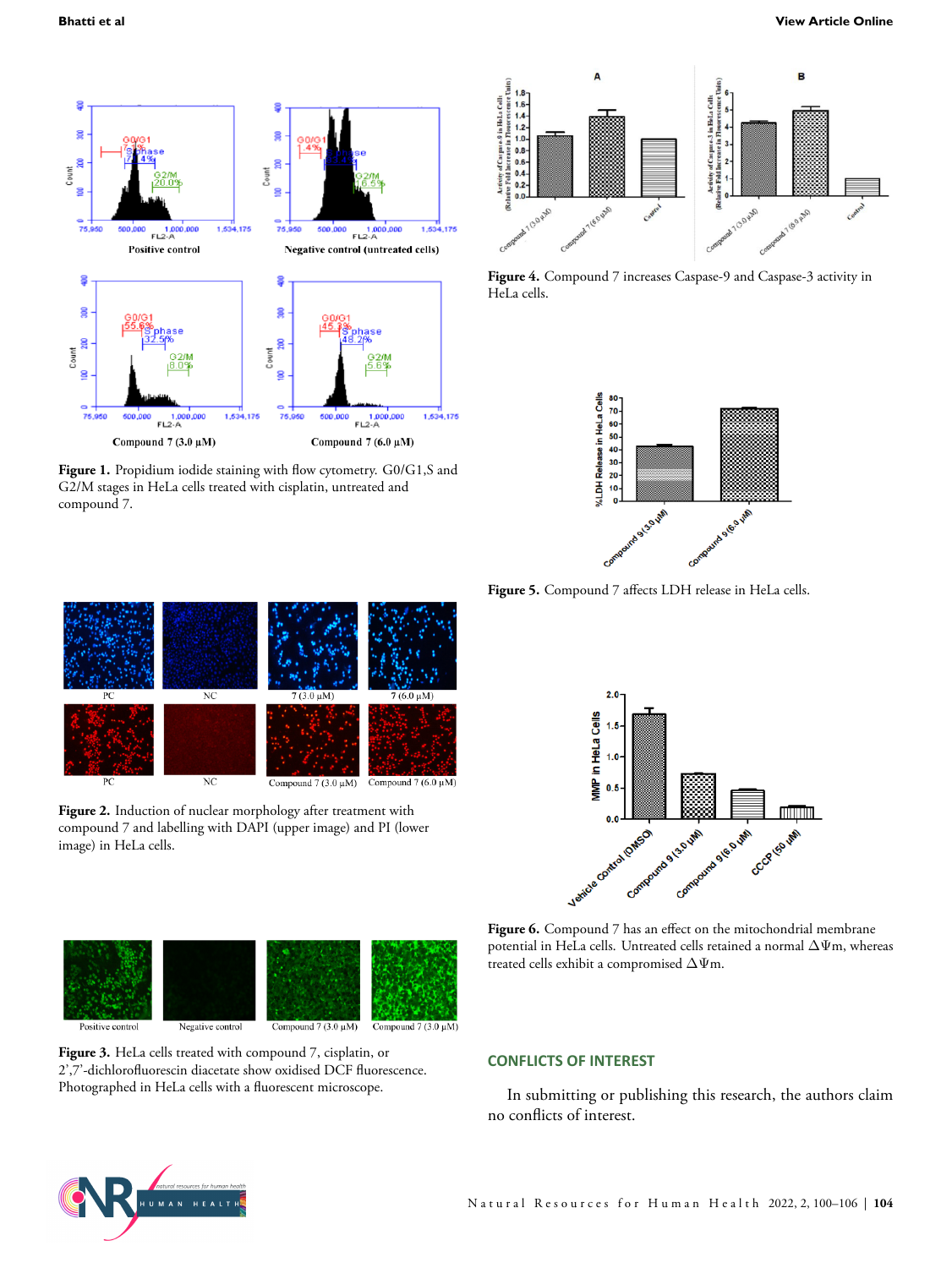**Figure 1.** Propidium iodide staining with flow cytometry. G0/G1,S and G2/M stages in HeLa cells treated with cisplatin, untreated and compound 7.

**Figure 2.** Induction of nuclear morphology after treatment with compound 7 and labelling with DAPI (upper image) and PI (lower image) in HeLa cells.

**Figure 3.** HeLa cells treated with compound 7, cisplatin, or 2',7'-dichlorofluorescin diacetate show oxidised DCF fluorescence. Photographed in HeLa cells with a fluorescent microscope.

**Figure 4.** Compound 7 increases Caspase-9 and Caspase-3 activity in HeLa cells.

**Figure 5.** Compound 7 affects LDH release in HeLa cells.

**Figure 6.** Compound 7 has an effect on the mitochondrial membrane potential in HeLa cells. Untreated cells retained a normal $\Delta\Psi m$, whereas treated cells exhibit a compromised $\Delta\Psi m$.

## CONFLICTS OF INTEREST

In submitting or publishing this research, the authors claim no conflicts of interest.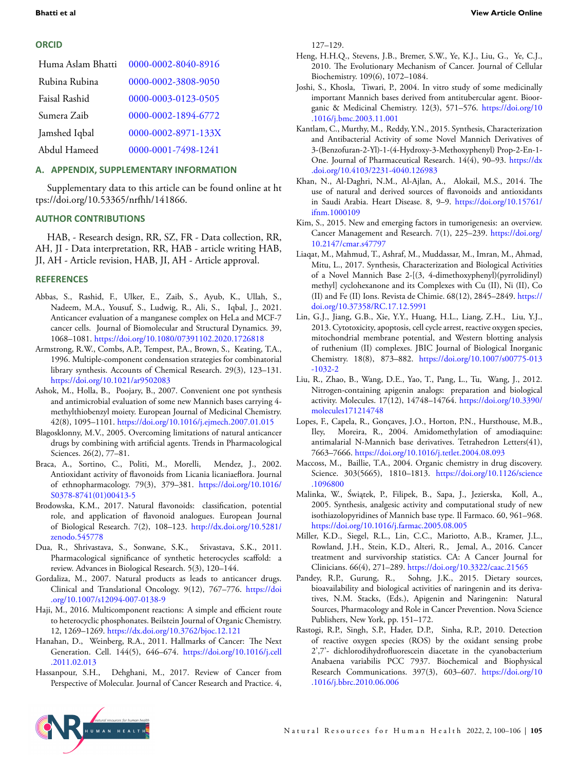## ORCID

| | |
|---|---|
| Huma Aslam Bhatti | 0000-0002-8040-8916 |
| Rubina Rubina | 0000-0002-3808-9050 |
| Faisal Rashid | 0000-0003-0123-0505 |
| Sumera Zaib | 0000-0002-1894-6772 |
| Jamshed Iqbal | 0000-0002-8971-133X |
| Abdul Hameed | 0000-0001-7498-1241 |

## A. APPENDIX, SUPPLEMENTARY INFORMATION

Supplementary data to this article can be found online at https://doi.org/10.53365/nrfhh/141866.

## AUTHOR CONTRIBUTIONS

HAB, - Research design, RR, SZ, FR - Data collection, RR, AH, JI - Data interpretation, RR, HAB - article writing HAB, JI, AH - Article revision, HAB, JI, AH - Article approval.

## REFERENCES

Abbas, S., Rashid, F., Ulker, E., Zaib, S., Ayub, K., Ullah, S., Nadeem, M.A., Yousuf, S., Ludwig, R., Ali, S., Iqbal, J., 2021. Anticancer evaluation of a manganese complex on HeLa and MCF-7 cancer cells. Journal of Biomolecular and Structural Dynamics. 39, 1068–1081. https://doi.org/10.1080/07391102.2020.1726818

Armstrong, R.W., Combs, A.P., Tempest, P.A., Brown, S., Keating, T.A., 1996. Multiple-component condensation strategies for combinatorial library synthesis. Accounts of Chemical Research. 29(3), 123–131. https://doi.org/10.1021/ar9502083

Ashok, M., Holla, B., Poojary, B., 2007. Convenient one pot synthesis and antimicrobial evaluation of some new Mannich bases carrying 4-methylthiobenzyl moiety. European Journal of Medicinal Chemistry. 42(8), 1095–1101. https://doi.org/10.1016/j.ejmech.2007.01.015

Blagosklonny, M.V., 2005. Overcoming limitations of natural anticancer drugs by combining with artificial agents. Trends in Pharmacological Sciences. 26(2), 77–81.

Braca, A., Sortino, C., Politi, M., Morelli, Mendez, J., 2002. Antioxidant activity of flavonoids from Licania licaniaeflora. Journal of ethnopharmacology. 79(3), 379–381. https://doi.org/10.1016/S0378-8741(01)00413-5

Brodowska, K.M., 2017. Natural flavonoids: classification, potential role, and application of flavonoid analogues. European Journal of Biological Research. 7(2), 108–123. http://dx.doi.org/10.5281/zenodo.545778

Dua, R., Shrivastava, S., Sonwane, S.K., Srivastava, S.K., 2011. Pharmacological significance of synthetic heterocycles scaffold: a review. Advances in Biological Research. 5(3), 120–144.

Gordaliza, M., 2007. Natural products as leads to anticancer drugs. Clinical and Translational Oncology. 9(12), 767–776. https://doi.org/10.1007/s12094-007-0138-9

Haji, M., 2016. Multicomponent reactions: A simple and efficient route to heterocyclic phosphonates. Beilstein Journal of Organic Chemistry. 12, 1269–1269. https://dx.doi.org/10.3762/bjoc.12.121

Hanahan, D., Weinberg, R.A., 2011. Hallmarks of Cancer: The Next Generation. Cell. 144(5), 646–674. https://doi.org/10.1016/j.cell.2011.02.013

Hassanpour, S.H., Dehghani, M., 2017. Review of Cancer from Perspective of Molecular. Journal of Cancer Research and Practice. 4, 127–129.

Heng, H.H.Q., Stevens, J.B., Bremer, S.W., Ye, K.J., Liu, G., Ye, C.J., 2010. The Evolutionary Mechanism of Cancer. Journal of Cellular Biochemistry. 109(6), 1072–1084.

Joshi, S., Khosla, Tiwari, P., 2004. In vitro study of some medicinally important Mannich bases derived from antitubercular agent. Bioorganic & Medicinal Chemistry. 12(3), 571–576. https://doi.org/10.1016/j.bmc.2003.11.001

Kantlam, C., Murthy, M., Reddy, Y.N., 2015. Synthesis, Characterization and Antibacterial Activity of some Novel Mannich Derivatives of 3-(Benzofuran-2-Yl)-1-(4-Hydroxy-3-Methoxyphenyl) Prop-2-En-1-One. Journal of Pharmaceutical Research. 14(4), 90–93. https://dx.doi.org/10.4103/2231-4040.126983

Khan, N., Al-Daghri, N.M., Al-Ajlan, A., Alokail, M.S., 2014. The use of natural and derived sources of flavonoids and antioxidants in Saudi Arabia. Heart Disease. 8, 9–9. https://doi.org/10.15761/ifnm.1000109

Kim, S., 2015. New and emerging factors in tumorigenesis: an overview. Cancer Management and Research. 7(1), 225–239. https://doi.org/10.2147/cmar.s47797

Liaqat, M., Mahmud, T., Ashraf, M., Muddassar, M., Imran, M., Ahmad, Mitu, L., 2017. Synthesis, Characterization and Biological Activities of a Novel Mannich Base 2-[(3, 4-dimethoxyphenyl)(pyrrolidinyl) methyl] cyclohexanone and its Complexes with Cu (II), Ni (II), Co (II) and Fe (II) Ions. Revista de Chimie. 68(12), 2845–2849. https://doi.org/10.37358/RC.17.12.5991

Lin, G.J., Jiang, G.B., Xie, Y.Y., Huang, H.L., Liang, Z.H., Liu, Y.J., 2013. Cytotoxicity, apoptosis, cell cycle arrest, reactive oxygen species, mitochondrial membrane potential, and Western blotting analysis of ruthenium (II) complexes. JBIC Journal of Biological Inorganic Chemistry. 18(8), 873–882. https://doi.org/10.1007/s00775-013-1032-2

Liu, R., Zhao, B., Wang, D.E., Yao, T., Pang, L., Tu, Wang, J., 2012. Nitrogen-containing apigenin analogs: preparation and biological activity. Molecules. 17(12), 14748–14764. https://doi.org/10.3390/molecules171214748

Lopes, F., Capela, R., Gonçaves, J.O., Horton, P.N., Hursthouse, M.B., Iley, Moreira, R., 2004. Amidomethylation of amodiaquine: antimalarial N-Mannich base derivatives. Tetrahedron Letters(41), 7663–7666. https://doi.org/10.1016/j.tetlet.2004.08.093

Maccoss, M., Baillie, T.A., 2004. Organic chemistry in drug discovery. Science. 303(5665), 1810–1813. https://doi.org/10.1126/science.1096800

Malinka, W., Świątek, P., Filipek, B., Sapa, J., Jezierska, Koll, A., 2005. Synthesis, analgesic activity and computational study of new isothiazolopyridines of Mannich base type. Il Farmaco. 60, 961–968. https://doi.org/10.1016/j.farmac.2005.08.005

Miller, K.D., Siegel, R.L., Lin, C.C., Mariotto, A.B., Kramer, J.L., Rowland, J.H., Stein, K.D., Alteri, R., Jemal, A., 2016. Cancer treatment and survivorship statistics. CA: A Cancer Journal for Clinicians. 66(4), 271–289. https://doi.org/10.3322/caac.21565

Pandey, R.P., Gurung, R., Sohng, J.K., 2015. Dietary sources, bioavailability and biological activities of naringenin and its derivatives, N.M. Stacks, (Eds.), Apigenin and Naringenin: Natural Sources, Pharmacology and Role in Cancer Prevention. Nova Science Publishers, New York, pp. 151–172.

Rastogi, R.P., Singh, S.P., Hader, D.P., Sinha, R.P., 2010. Detection of reactive oxygen species (ROS) by the oxidant sensing probe 2',7'- dichlorodihydrofluorescein diacetate in the cyanobacterium Anabaena variabilis PCC 7937. Biochemical and Biophysical Research Communications. 397(3), 603–607. https://doi.org/10.1016/j.bbrc.2010.06.006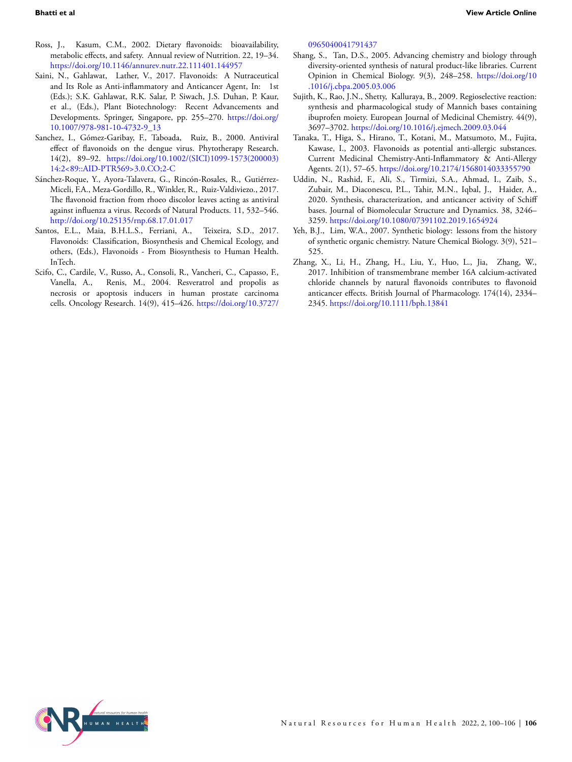Ross, J., Kasum, C.M., 2002. Dietary flavonoids: bioavailability, metabolic effects, and safety. Annual review of Nutrition. 22, 19–34. https://doi.org/10.1146/annurev.nutr.22.111401.144957

Saini, N., Gahlawat, Lather, V., 2017. Flavonoids: A Nutraceutical and Its Role as Anti-inflammatory and Anticancer Agent, In: 1st (Eds.); S.K. Gahlawat, R.K. Salar, P. Siwach, J.S. Duhan, P. Kaur, et al., (Eds.), Plant Biotechnology: Recent Advancements and Developments. Springer, Singapore, pp. 255–270. https://doi.org/10.1007/978-981-10-4732-9_13

Sanchez, I., Gómez-Garibay, F., Taboada, Ruiz, B., 2000. Antiviral effect of flavonoids on the dengue virus. Phytotherapy Research. 14(2), 89–92. https://doi.org/10.1002/(SICI)1099-1573(200003)14:2<89::AID-PTR569>3.0.CO;2-C

Sánchez-Roque, Y., Ayora-Talavera, G., Rincón-Rosales, R., Gutiérrez-Miceli, F.A., Meza-Gordillo, R., Winkler, R., Ruiz-Valdiviezo., 2017. The flavonoid fraction from rhoeo discolor leaves acting as antiviral against influenza a virus. Records of Natural Products. 11, 532–546. http://doi.org/10.25135/rnp.68.17.01.017

Santos, E.L., Maia, B.H.L.S., Ferriani, A., Teixeira, S.D., 2017. Flavonoids: Classification, Biosynthesis and Chemical Ecology, and others, (Eds.), Flavonoids - From Biosynthesis to Human Health. InTech.

Scifo, C., Cardile, V., Russo, A., Consoli, R., Vancheri, C., Capasso, F., Vanella, A., Renis, M., 2004. Resveratrol and propolis as necrosis or apoptosis inducers in human prostate carcinoma cells. Oncology Research. 14(9), 415–426. https://doi.org/10.3727/0965040041791437

Shang, S., Tan, D.S., 2005. Advancing chemistry and biology through diversity-oriented synthesis of natural product-like libraries. Current Opinion in Chemical Biology. 9(3), 248–258. https://doi.org/10.1016/j.cbpa.2005.03.006

Sujith, K., Rao, J.N., Shetty, Kalluraya, B., 2009. Regioselective reaction: synthesis and pharmacological study of Mannich bases containing ibuprofen moiety. European Journal of Medicinal Chemistry. 44(9), 3697–3702. https://doi.org/10.1016/j.ejmech.2009.03.044

Tanaka, T., Higa, S., Hirano, T., Kotani, M., Matsumoto, M., Fujita, Kawase, I., 2003. Flavonoids as potential anti-allergic substances. Current Medicinal Chemistry-Anti-Inflammatory & Anti-Allergy Agents. 2(1), 57–65. https://doi.org/10.2174/1568014033355790

Uddin, N., Rashid, F., Ali, S., Tirmizi, S.A., Ahmad, I., Zaib, S., Zubair, M., Diaconescu, P.L., Tahir, M.N., Iqbal, J., Haider, A., 2020. Synthesis, characterization, and anticancer activity of Schiff bases. Journal of Biomolecular Structure and Dynamics. 38, 3246–3259. https://doi.org/10.1080/07391102.2019.1654924

Yeh, B.J., Lim, W.A., 2007. Synthetic biology: lessons from the history of synthetic organic chemistry. Nature Chemical Biology. 3(9), 521–525.

Zhang, X., Li, H., Zhang, H., Liu, Y., Huo, L., Jia, Zhang, W., 2017. Inhibition of transmembrane member 16A calcium-activated chloride channels by natural flavonoids contributes to flavonoid anticancer effects. British Journal of Pharmacology. 174(14), 2334–2345. https://doi.org/10.1111/bph.13841